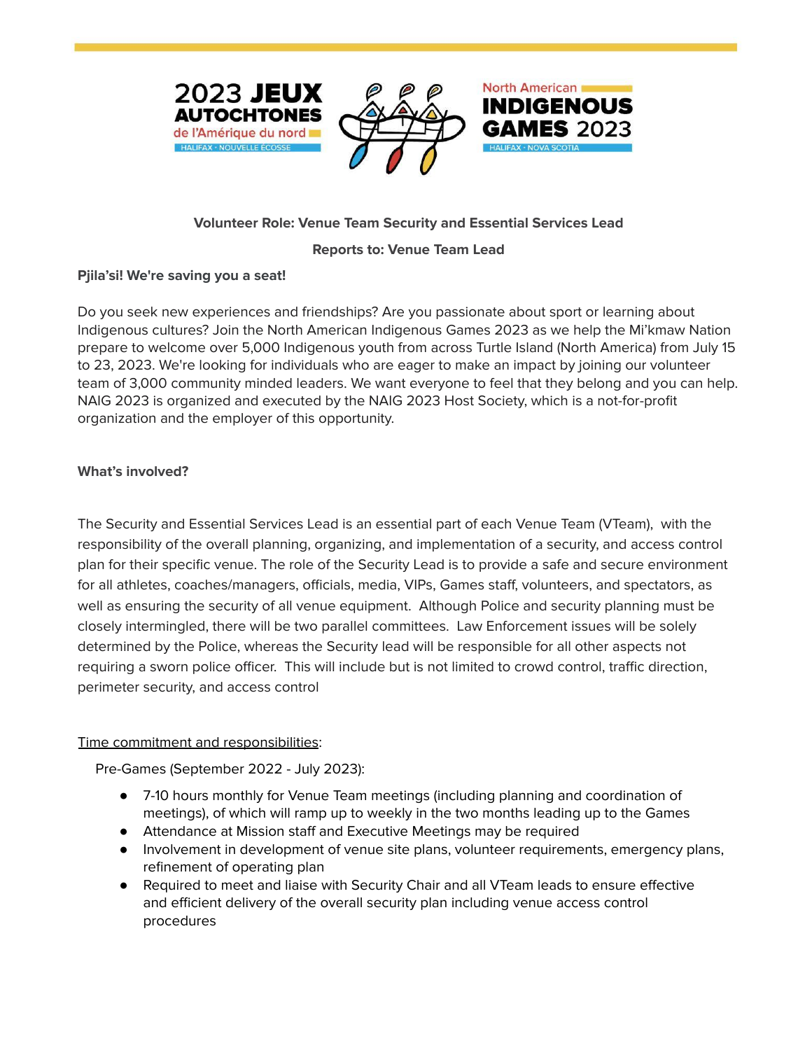2023 JEUX AUTOCHTONES de l'Amérique du nord
HALIFAX · NOUVELLE ÉCOSSE

North American INDIGENOUS GAMES 2023
HALIFAX · NOVA SCOTIA

**Volunteer Role: Venue Team Security and Essential Services Lead**

**Reports to: Venue Team Lead**

**Pjila'si! We're saving you a seat!**

Do you seek new experiences and friendships? Are you passionate about sport or learning about Indigenous cultures? Join the North American Indigenous Games 2023 as we help the Mi'kmaw Nation prepare to welcome over 5,000 Indigenous youth from across Turtle Island (North America) from July 15 to 23, 2023. We're looking for individuals who are eager to make an impact by joining our volunteer team of 3,000 community minded leaders. We want everyone to feel that they belong and you can help. NAIG 2023 is organized and executed by the NAIG 2023 Host Society, which is a not-for-profit organization and the employer of this opportunity.

**What's involved?**

The Security and Essential Services Lead is an essential part of each Venue Team (VTeam), with the responsibility of the overall planning, organizing, and implementation of a security, and access control plan for their specific venue. The role of the Security Lead is to provide a safe and secure environment for all athletes, coaches/managers, officials, media, VIPs, Games staff, volunteers, and spectators, as well as ensuring the security of all venue equipment. Although Police and security planning must be closely intermingled, there will be two parallel committees. Law Enforcement issues will be solely determined by the Police, whereas the Security lead will be responsible for all other aspects not requiring a sworn police officer. This will include but is not limited to crowd control, traffic direction, perimeter security, and access control

Time commitment and responsibilities:

Pre-Games (September 2022 - July 2023):

- 7-10 hours monthly for Venue Team meetings (including planning and coordination of meetings), of which will ramp up to weekly in the two months leading up to the Games
- Attendance at Mission staff and Executive Meetings may be required
- Involvement in development of venue site plans, volunteer requirements, emergency plans, refinement of operating plan
- Required to meet and liaise with Security Chair and all VTeam leads to ensure effective and efficient delivery of the overall security plan including venue access control procedures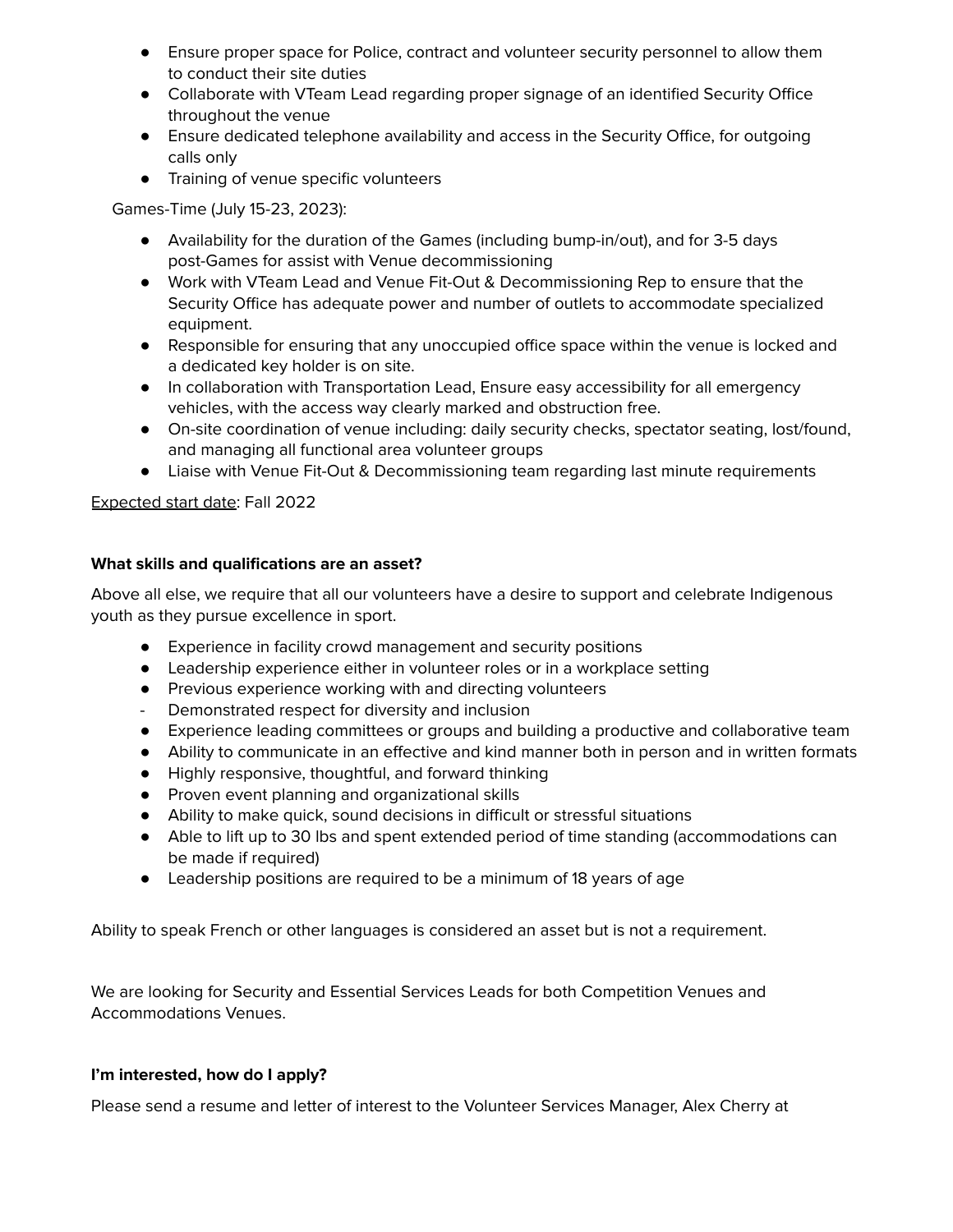- Ensure proper space for Police, contract and volunteer security personnel to allow them to conduct their site duties
- Collaborate with VTeam Lead regarding proper signage of an identified Security Office throughout the venue
- Ensure dedicated telephone availability and access in the Security Office, for outgoing calls only
- Training of venue specific volunteers

Games-Time (July 15-23, 2023):

- Availability for the duration of the Games (including bump-in/out), and for 3-5 days post-Games for assist with Venue decommissioning
- Work with VTeam Lead and Venue Fit-Out & Decommissioning Rep to ensure that the Security Office has adequate power and number of outlets to accommodate specialized equipment.
- Responsible for ensuring that any unoccupied office space within the venue is locked and a dedicated key holder is on site.
- In collaboration with Transportation Lead, Ensure easy accessibility for all emergency vehicles, with the access way clearly marked and obstruction free.
- On-site coordination of venue including: daily security checks, spectator seating, lost/found, and managing all functional area volunteer groups
- Liaise with Venue Fit-Out & Decommissioning team regarding last minute requirements

Expected start date: Fall 2022

**What skills and qualifications are an asset?**

Above all else, we require that all our volunteers have a desire to support and celebrate Indigenous youth as they pursue excellence in sport.

- Experience in facility crowd management and security positions
- Leadership experience either in volunteer roles or in a workplace setting
- Previous experience working with and directing volunteers
- Demonstrated respect for diversity and inclusion
- Experience leading committees or groups and building a productive and collaborative team
- Ability to communicate in an effective and kind manner both in person and in written formats
- Highly responsive, thoughtful, and forward thinking
- Proven event planning and organizational skills
- Ability to make quick, sound decisions in difficult or stressful situations
- Able to lift up to 30 lbs and spent extended period of time standing (accommodations can be made if required)
- Leadership positions are required to be a minimum of 18 years of age

Ability to speak French or other languages is considered an asset but is not a requirement.

We are looking for Security and Essential Services Leads for both Competition Venues and Accommodations Venues.

**I'm interested, how do I apply?**

Please send a resume and letter of interest to the Volunteer Services Manager, Alex Cherry at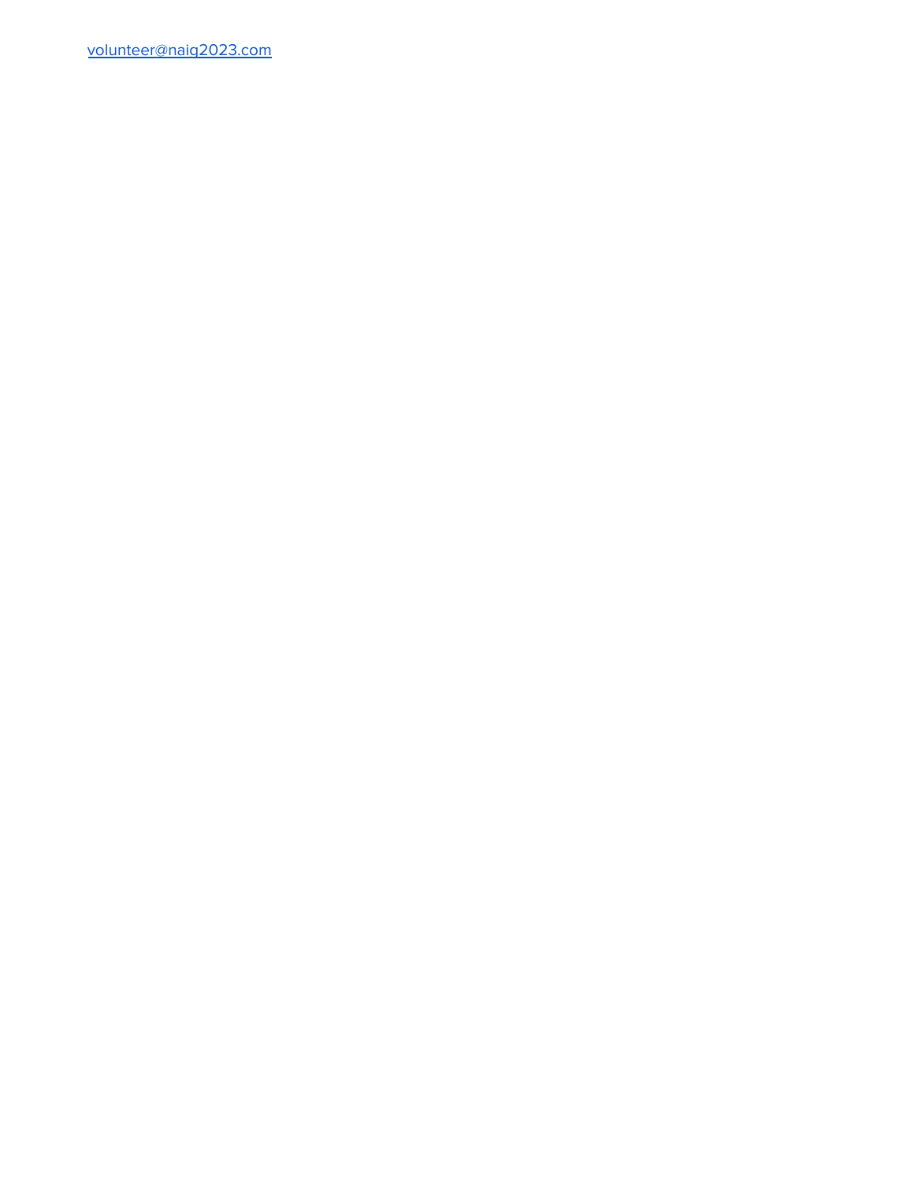[volunteer@naig2023.com](mailto:volunteer@naig2023.com)